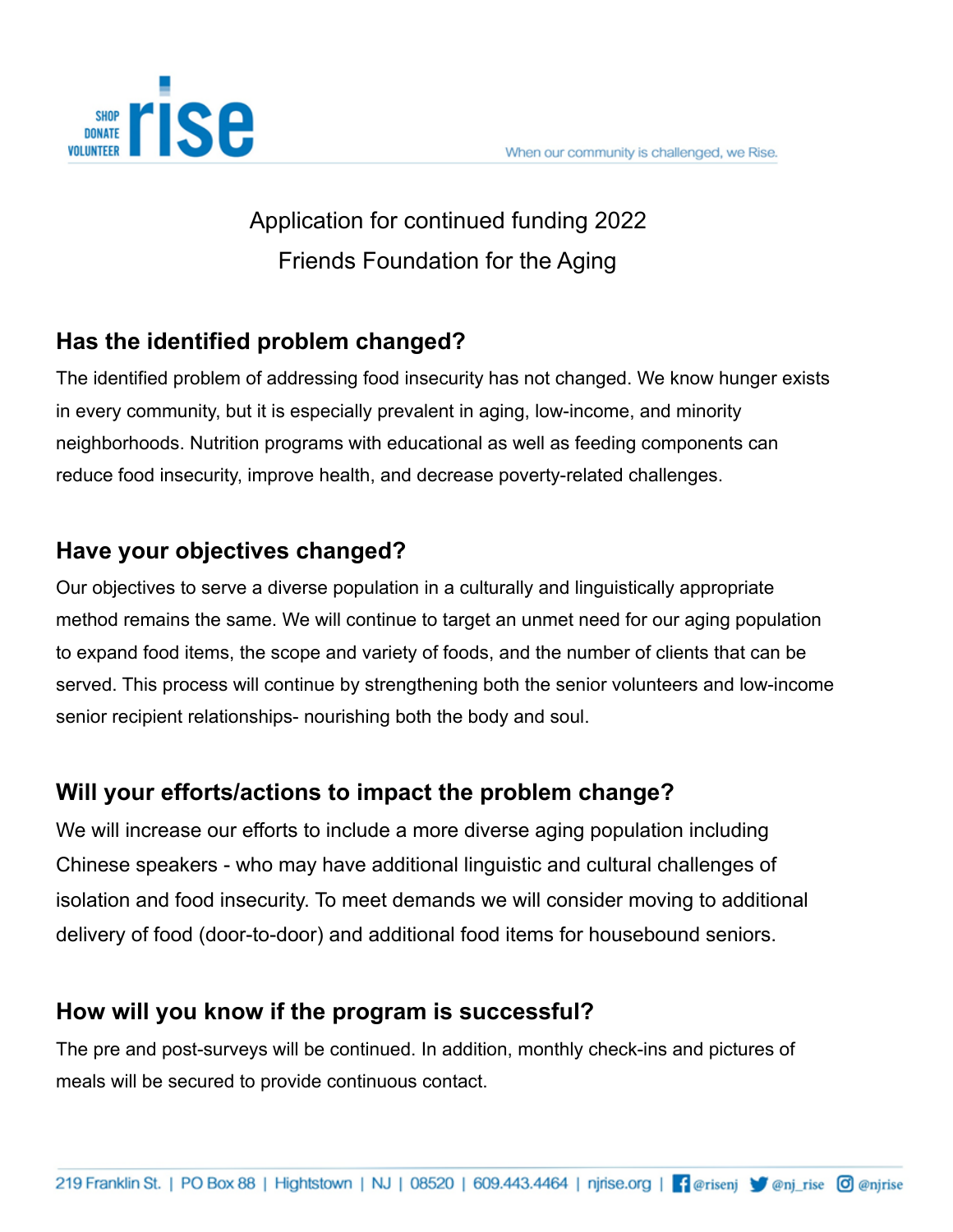Application for continued funding 2022

Friends Foundation for the Aging

## Has the identified problem changed?

The identified problem of addressing food insecurity has not changed. We know hunger exists in every community, but it is especially prevalent in aging, low-income, and minority neighborhoods. Nutrition programs with educational as well as feeding components can reduce food insecurity, improve health, and decrease poverty-related challenges.

## Have your objectives changed?

Our objectives to serve a diverse population in a culturally and linguistically appropriate method remains the same. We will continue to target an unmet need for our aging population to expand food items, the scope and variety of foods, and the number of clients that can be served. This process will continue by strengthening both the senior volunteers and low-income senior recipient relationships- nourishing both the body and soul.

## Will your efforts/actions to impact the problem change?

We will increase our efforts to include a more diverse aging population including Chinese speakers - who may have additional linguistic and cultural challenges of isolation and food insecurity. To meet demands we will consider moving to additional delivery of food (door-to-door) and additional food items for housebound seniors.

## How will you know if the program is successful?

The pre and post-surveys will be continued. In addition, monthly check-ins and pictures of meals will be secured to provide continuous contact.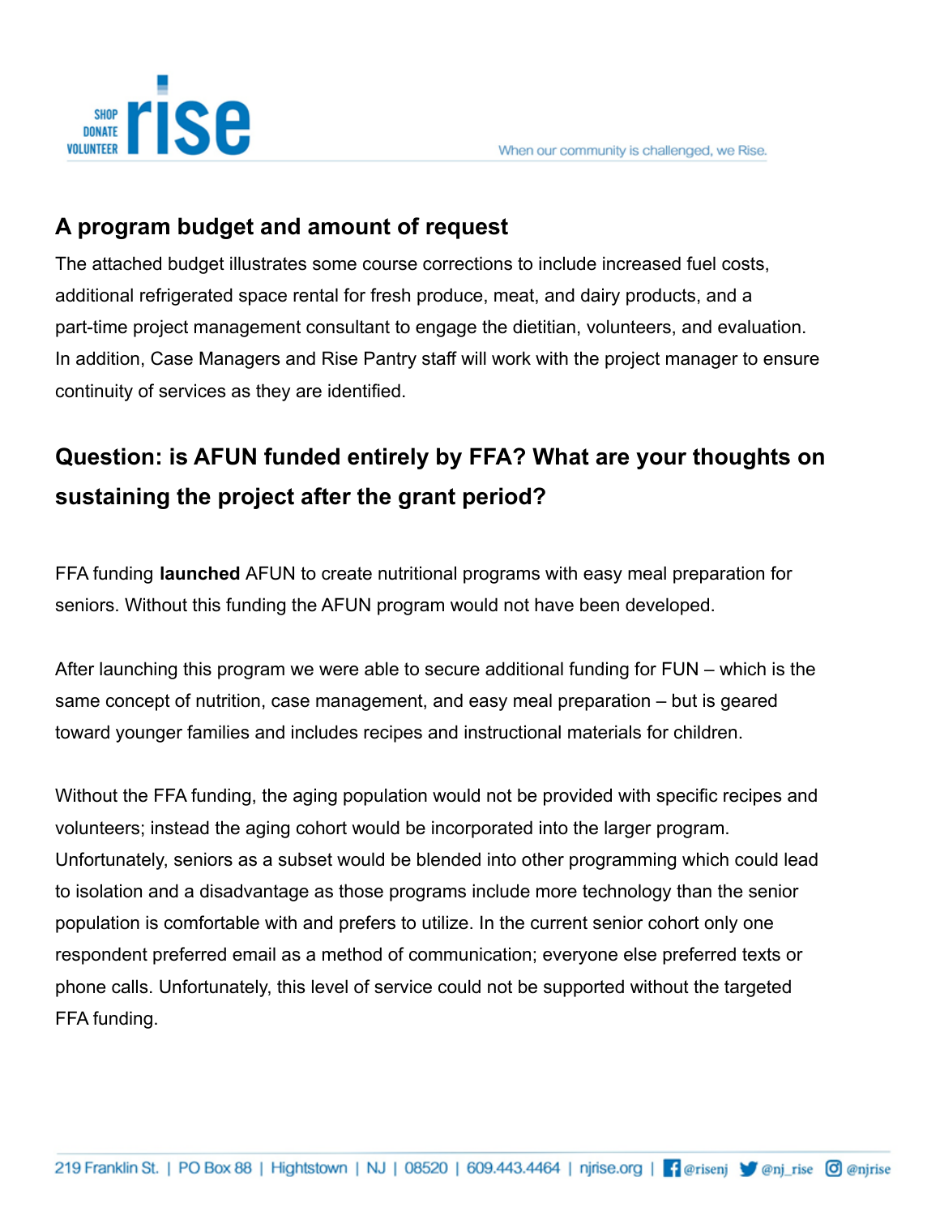## A program budget and amount of request

The attached budget illustrates some course corrections to include increased fuel costs, additional refrigerated space rental for fresh produce, meat, and dairy products, and a part-time project management consultant to engage the dietitian, volunteers, and evaluation. In addition, Case Managers and Rise Pantry staff will work with the project manager to ensure continuity of services as they are identified.

## Question: is AFUN funded entirely by FFA? What are your thoughts on sustaining the project after the grant period?

FFA funding **launched** AFUN to create nutritional programs with easy meal preparation for seniors. Without this funding the AFUN program would not have been developed.

After launching this program we were able to secure additional funding for FUN – which is the same concept of nutrition, case management, and easy meal preparation – but is geared toward younger families and includes recipes and instructional materials for children.

Without the FFA funding, the aging population would not be provided with specific recipes and volunteers; instead the aging cohort would be incorporated into the larger program. Unfortunately, seniors as a subset would be blended into other programming which could lead to isolation and a disadvantage as those programs include more technology than the senior population is comfortable with and prefers to utilize. In the current senior cohort only one respondent preferred email as a method of communication; everyone else preferred texts or phone calls. Unfortunately, this level of service could not be supported without the targeted FFA funding.